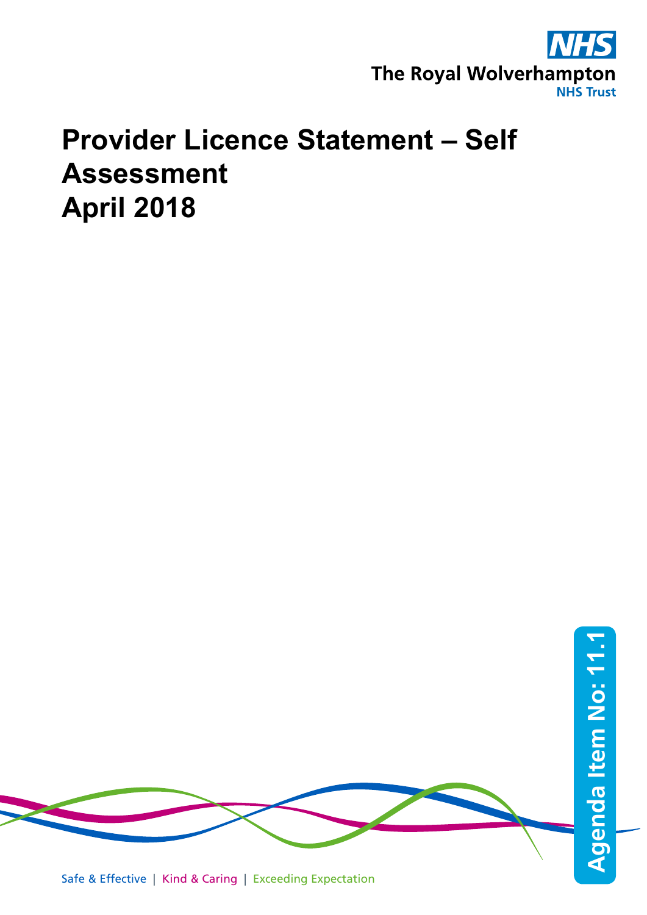NHS
The Royal Wolverhampton
NHS Trust

# Provider Licence Statement – Self Assessment
# April 2018

Agenda Item No: 11.1

Safe & Effective | Kind & Caring | Exceeding Expectation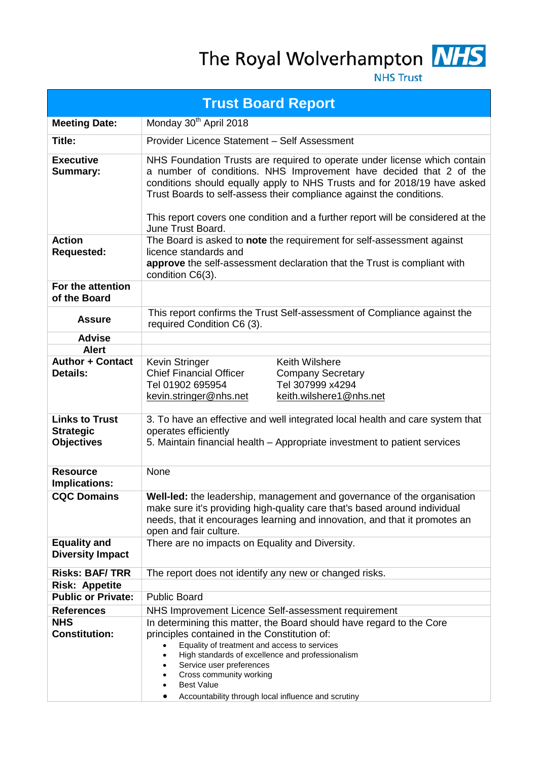The Royal Wolverhampton **NHS**
NHS Trust

| **Trust Board Report** | | |
|---|---|---|
| **Meeting Date:** | Monday 30th April 2018 | |
| **Title:** | Provider Licence Statement – Self Assessment | |
| **Executive Summary:** | NHS Foundation Trusts are required to operate under license which contain a number of conditions. NHS Improvement have decided that 2 of the conditions should equally apply to NHS Trusts and for 2018/19 have asked Trust Boards to self-assess their compliance against the conditions.<br><br>This report covers one condition and a further report will be considered at the June Trust Board. | |
| **Action Requested:** | The Board is asked to **note** the requirement for self-assessment against licence standards and<br>**approve** the self-assessment declaration that the Trust is compliant with condition C6(3). | |
| **For the attention of the Board** | | |
| **Assure** | This report confirms the Trust Self-assessment of Compliance against the required Condition C6 (3). | |
| **Advise** | | |
| **Alert** | | |
| **Author + Contact Details:** | Kevin Stringer<br>Chief Financial Officer<br>Tel 01902 695954<br>kevin.stringer@nhs.net | Keith Wilshere<br>Company Secretary<br>Tel 307999 x4294<br>keith.wilshere1@nhs.net |
| **Links to Trust Strategic Objectives** | 3. To have an effective and well integrated local health and care system that operates efficiently<br>5. Maintain financial health – Appropriate investment to patient services | |
| **Resource Implications:** | None | |
| **CQC Domains** | **Well-led:** the leadership, management and governance of the organisation make sure it's providing high-quality care that's based around individual needs, that it encourages learning and innovation, and that it promotes an open and fair culture. | |
| **Equality and Diversity Impact** | There are no impacts on Equality and Diversity. | |
| **Risks: BAF/ TRR** | The report does not identify any new or changed risks. | |
| **Risk: Appetite** | | |
| **Public or Private:** | Public Board | |
| **References** | NHS Improvement Licence Self-assessment requirement | |
| **NHS Constitution:** | In determining this matter, the Board should have regard to the Core principles contained in the Constitution of:<br>• Equality of treatment and access to services<br>• High standards of excellence and professionalism<br>• Service user preferences<br>• Cross community working<br>• Best Value<br>• Accountability through local influence and scrutiny | |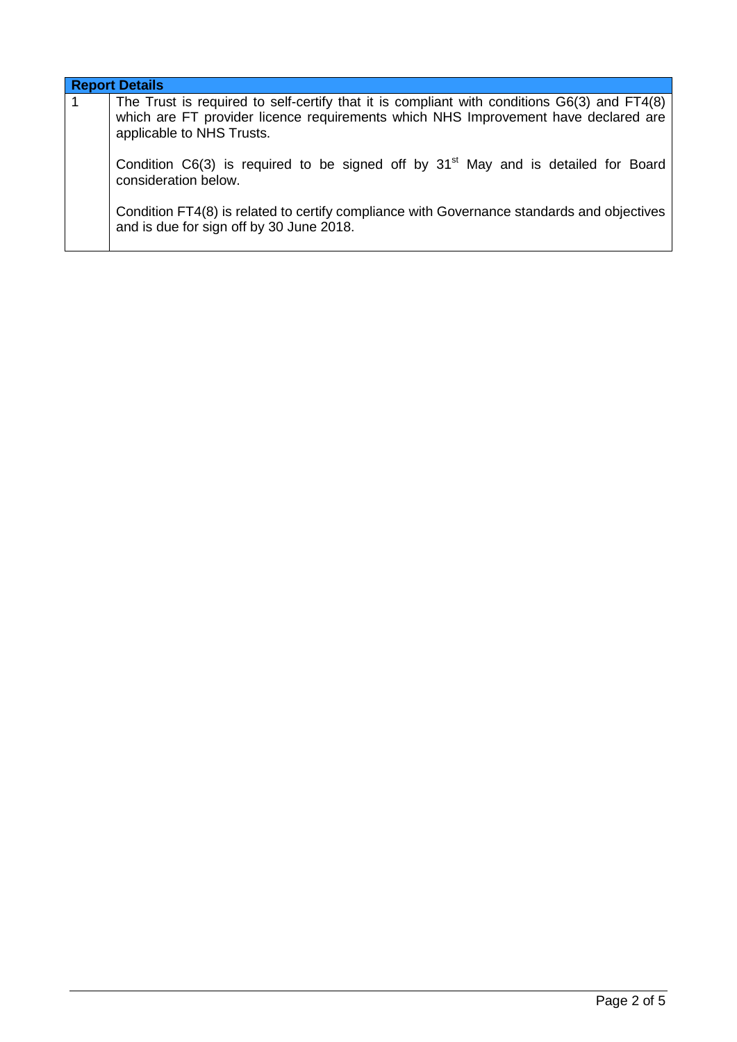| Report Details | |
| --- | --- |
| 1 | The Trust is required to self-certify that it is compliant with conditions G6(3) and FT4(8) which are FT provider licence requirements which NHS Improvement have declared are applicable to NHS Trusts.<br><br>Condition C6(3) is required to be signed off by 31st May and is detailed for Board consideration below.<br><br>Condition FT4(8) is related to certify compliance with Governance standards and objectives and is due for sign off by 30 June 2018. |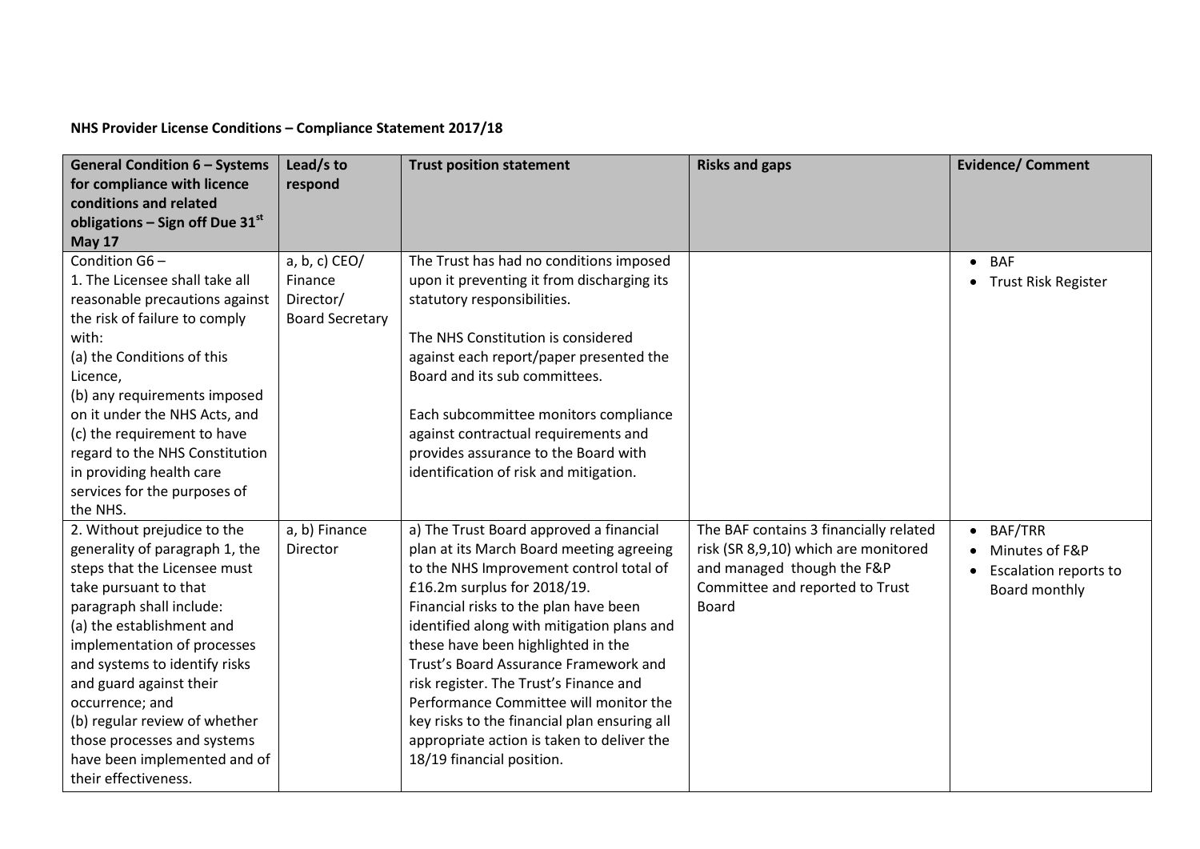**NHS Provider License Conditions – Compliance Statement 2017/18**

| General Condition 6 – Systems for compliance with licence conditions and related obligations – Sign off Due 31st May 17 | Lead/s to respond | Trust position statement | Risks and gaps | Evidence/ Comment |
|---|---|---|---|---|
| Condition G6 –<br>1. The Licensee shall take all reasonable precautions against the risk of failure to comply with:<br>(a) the Conditions of this Licence,<br>(b) any requirements imposed on it under the NHS Acts, and<br>(c) the requirement to have regard to the NHS Constitution in providing health care services for the purposes of the NHS. | a, b, c) CEO/ Finance Director/ Board Secretary | The Trust has had no conditions imposed upon it preventing it from discharging its statutory responsibilities.<br><br>The NHS Constitution is considered against each report/paper presented the Board and its sub committees.<br><br>Each subcommittee monitors compliance against contractual requirements and provides assurance to the Board with identification of risk and mitigation. | | • BAF<br>• Trust Risk Register |
| 2. Without prejudice to the generality of paragraph 1, the steps that the Licensee must take pursuant to that paragraph shall include:<br>(a) the establishment and implementation of processes and systems to identify risks and guard against their occurrence; and<br>(b) regular review of whether those processes and systems have been implemented and of their effectiveness. | a, b) Finance Director | a) The Trust Board approved a financial plan at its March Board meeting agreeing to the NHS Improvement control total of £16.2m surplus for 2018/19.<br>Financial risks to the plan have been identified along with mitigation plans and these have been highlighted in the Trust's Board Assurance Framework and risk register. The Trust's Finance and Performance Committee will monitor the key risks to the financial plan ensuring all appropriate action is taken to deliver the 18/19 financial position. | The BAF contains 3 financially related risk (SR 8,9,10) which are monitored and managed though the F&P Committee and reported to Trust Board | • BAF/TRR<br>• Minutes of F&P<br>• Escalation reports to Board monthly |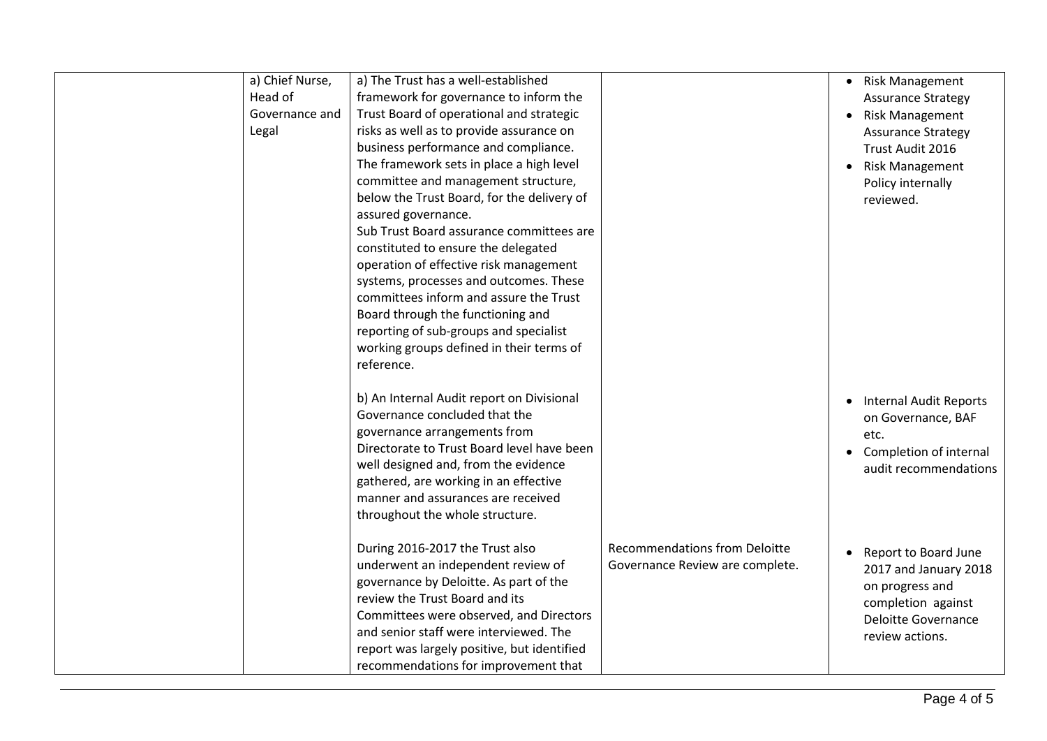| | | | | |
|---|---|---|---|---|
| | a) Chief Nurse, Head of Governance and Legal | a) The Trust has a well-established framework for governance to inform the Trust Board of operational and strategic risks as well as to provide assurance on business performance and compliance. The framework sets in place a high level committee and management structure, below the Trust Board, for the delivery of assured governance.<br>Sub Trust Board assurance committees are constituted to ensure the delegated operation of effective risk management systems, processes and outcomes. These committees inform and assure the Trust Board through the functioning and reporting of sub-groups and specialist working groups defined in their terms of reference. | | • Risk Management Assurance Strategy<br>• Risk Management Assurance Strategy Trust Audit 2016<br>• Risk Management Policy internally reviewed. |
| | | b) An Internal Audit report on Divisional Governance concluded that the governance arrangements from Directorate to Trust Board level have been well designed and, from the evidence gathered, are working in an effective manner and assurances are received throughout the whole structure. | | • Internal Audit Reports on Governance, BAF etc.<br>• Completion of internal audit recommendations |
| | | During 2016-2017 the Trust also underwent an independent review of governance by Deloitte. As part of the review the Trust Board and its Committees were observed, and Directors and senior staff were interviewed. The report was largely positive, but identified recommendations for improvement that | Recommendations from Deloitte Governance Review are complete. | • Report to Board June 2017 and January 2018 on progress and completion against Deloitte Governance review actions. |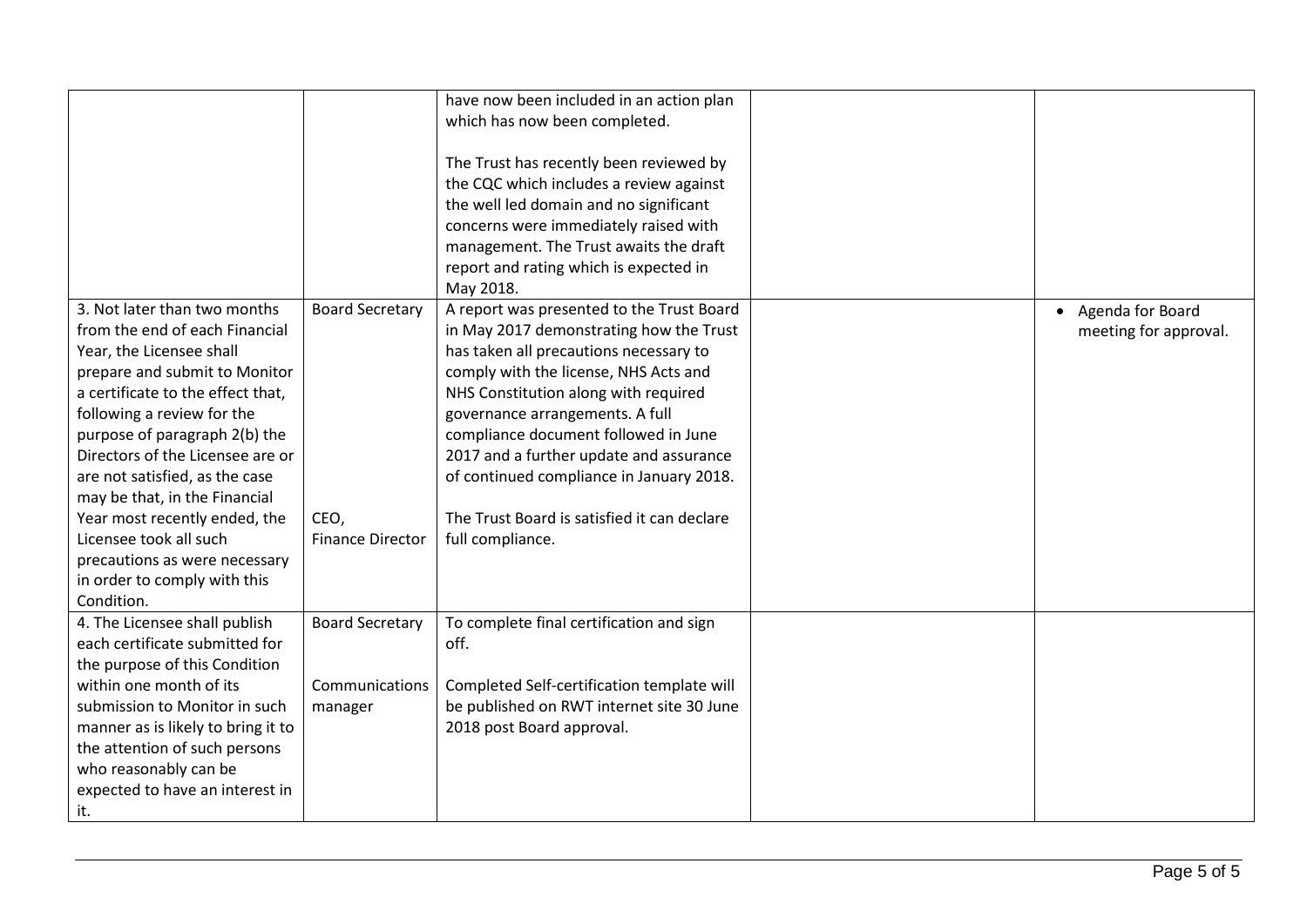| | | | | |
|---|---|---|---|---|
| | | have now been included in an action plan which has now been completed.<br><br>The Trust has recently been reviewed by the CQC which includes a review against the well led domain and no significant concerns were immediately raised with management. The Trust awaits the draft report and rating which is expected in May 2018. | | |
| 3. Not later than two months from the end of each Financial Year, the Licensee shall prepare and submit to Monitor a certificate to the effect that, following a review for the purpose of paragraph 2(b) the Directors of the Licensee are or are not satisfied, as the case may be that, in the Financial Year most recently ended, the Licensee took all such precautions as were necessary in order to comply with this Condition. | Board Secretary<br><br>CEO, Finance Director | A report was presented to the Trust Board in May 2017 demonstrating how the Trust has taken all precautions necessary to comply with the license, NHS Acts and NHS Constitution along with required governance arrangements. A full compliance document followed in June 2017 and a further update and assurance of continued compliance in January 2018.<br><br>The Trust Board is satisfied it can declare full compliance. | | • Agenda for Board meeting for approval. |
| 4. The Licensee shall publish each certificate submitted for the purpose of this Condition within one month of its submission to Monitor in such manner as is likely to bring it to the attention of such persons who reasonably can be expected to have an interest in it. | Board Secretary<br><br>Communications manager | To complete final certification and sign off.<br><br>Completed Self-certification template will be published on RWT internet site 30 June 2018 post Board approval. | | |